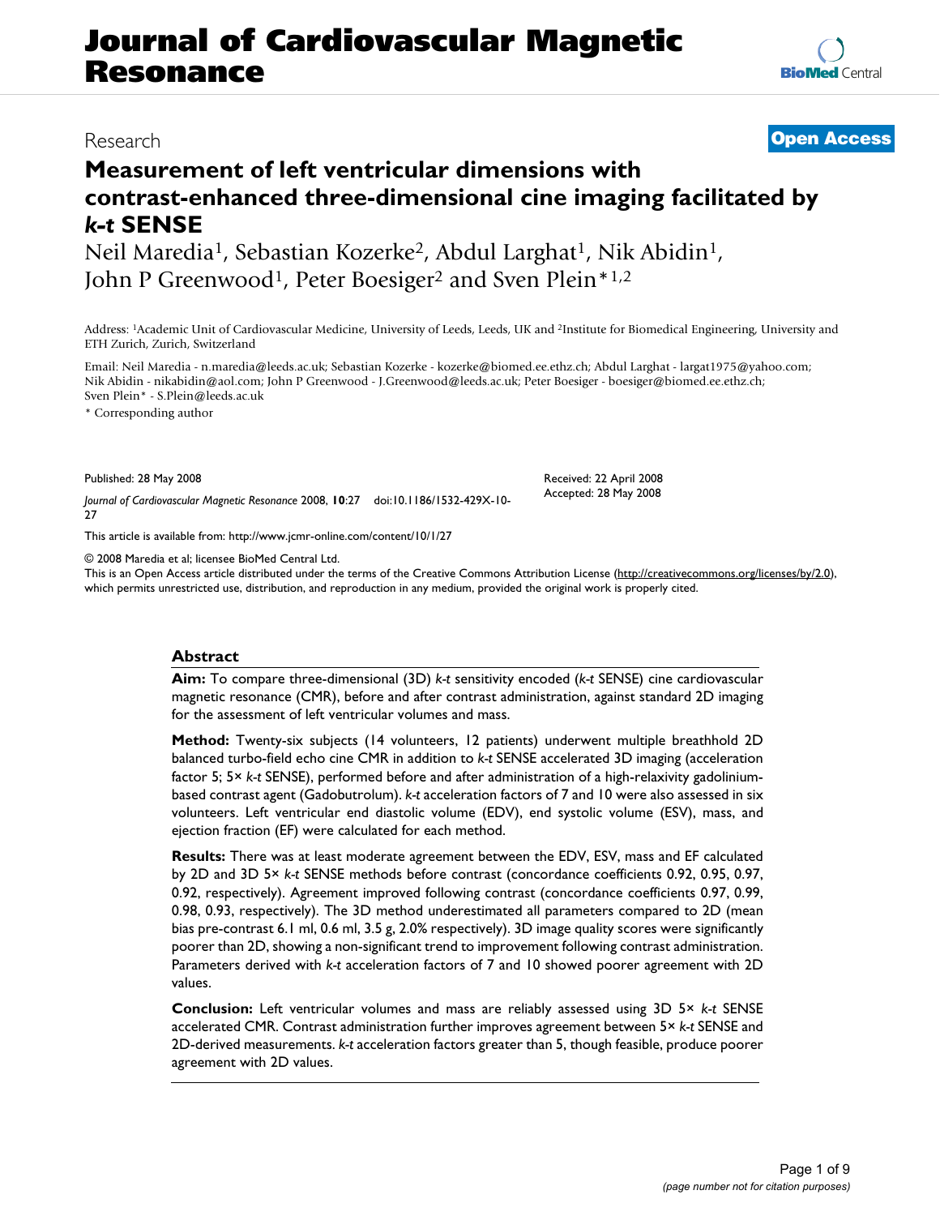# Journal of Cardiovascular Magnetic Resonance

Research

**Open Access**

# Measurement of left ventricular dimensions with contrast-enhanced three-dimensional cine imaging facilitated by *k-t* SENSE

Neil Maredia[1], Sebastian Kozerke[2], Abdul Larghat[1], Nik Abidin[1], John P Greenwood[1], Peter Boesiger[2] and Sven Plein*[1,2]

Address: [1]Academic Unit of Cardiovascular Medicine, University of Leeds, Leeds, UK and [2]Institute for Biomedical Engineering, University and ETH Zurich, Zurich, Switzerland

Email: Neil Maredia - n.maredia@leeds.ac.uk; Sebastian Kozerke - kozerke@biomed.ee.ethz.ch; Abdul Larghat - largat1975@yahoo.com; Nik Abidin - nikabidin@aol.com; John P Greenwood - J.Greenwood@leeds.ac.uk; Peter Boesiger - boesiger@biomed.ee.ethz.ch; Sven Plein* - S.Plein@leeds.ac.uk

* Corresponding author

Published: 28 May 2008

*Journal of Cardiovascular Magnetic Resonance* 2008, **10**:27 doi:10.1186/1532-429X-10-27

Received: 22 April 2008
Accepted: 28 May 2008

This article is available from: http://www.jcmr-online.com/content/10/1/27

© 2008 Maredia et al; licensee BioMed Central Ltd.
This is an Open Access article distributed under the terms of the Creative Commons Attribution License (http://creativecommons.org/licenses/by/2.0), which permits unrestricted use, distribution, and reproduction in any medium, provided the original work is properly cited.

## Abstract

**Aim:** To compare three-dimensional (3D) *k-t* sensitivity encoded (*k-t* SENSE) cine cardiovascular magnetic resonance (CMR), before and after contrast administration, against standard 2D imaging for the assessment of left ventricular volumes and mass.

**Method:** Twenty-six subjects (14 volunteers, 12 patients) underwent multiple breathhold 2D balanced turbo-field echo cine CMR in addition to *k-t* SENSE accelerated 3D imaging (acceleration factor 5; 5× *k-t* SENSE), performed before and after administration of a high-relaxivity gadolinium-based contrast agent (Gadobutrolum). *k-t* acceleration factors of 7 and 10 were also assessed in six volunteers. Left ventricular end diastolic volume (EDV), end systolic volume (ESV), mass, and ejection fraction (EF) were calculated for each method.

**Results:** There was at least moderate agreement between the EDV, ESV, mass and EF calculated by 2D and 3D 5× *k-t* SENSE methods before contrast (concordance coefficients 0.92, 0.95, 0.97, 0.92, respectively). Agreement improved following contrast (concordance coefficients 0.97, 0.99, 0.98, 0.93, respectively). The 3D method underestimated all parameters compared to 2D (mean bias pre-contrast 6.1 ml, 0.6 ml, 3.5 g, 2.0% respectively). 3D image quality scores were significantly poorer than 2D, showing a non-significant trend to improvement following contrast administration. Parameters derived with *k-t* acceleration factors of 7 and 10 showed poorer agreement with 2D values.

**Conclusion:** Left ventricular volumes and mass are reliably assessed using 3D 5× *k-t* SENSE accelerated CMR. Contrast administration further improves agreement between 5× *k-t* SENSE and 2D-derived measurements. *k-t* acceleration factors greater than 5, though feasible, produce poorer agreement with 2D values.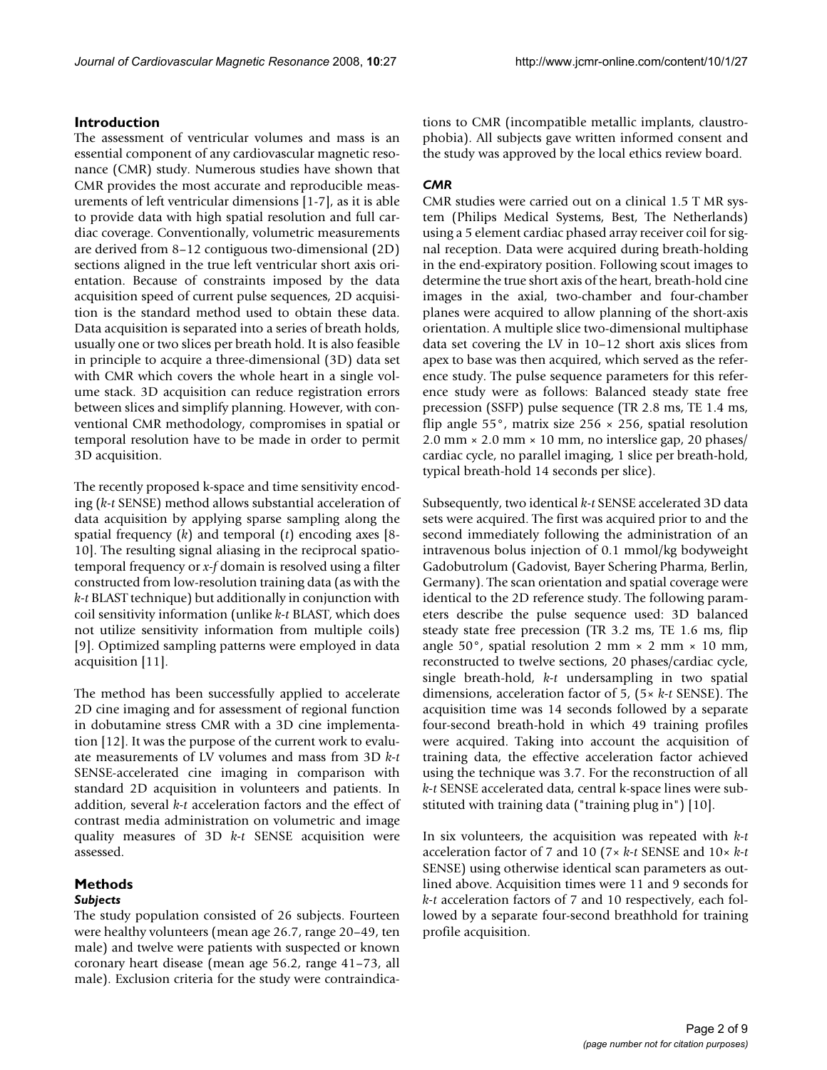## Introduction

The assessment of ventricular volumes and mass is an essential component of any cardiovascular magnetic resonance (CMR) study. Numerous studies have shown that CMR provides the most accurate and reproducible measurements of left ventricular dimensions [1-7], as it is able to provide data with high spatial resolution and full cardiac coverage. Conventionally, volumetric measurements are derived from 8–12 contiguous two-dimensional (2D) sections aligned in the true left ventricular short axis orientation. Because of constraints imposed by the data acquisition speed of current pulse sequences, 2D acquisition is the standard method used to obtain these data. Data acquisition is separated into a series of breath holds, usually one or two slices per breath hold. It is also feasible in principle to acquire a three-dimensional (3D) data set with CMR which covers the whole heart in a single volume stack. 3D acquisition can reduce registration errors between slices and simplify planning. However, with conventional CMR methodology, compromises in spatial or temporal resolution have to be made in order to permit 3D acquisition.

The recently proposed k-space and time sensitivity encoding (*k-t* SENSE) method allows substantial acceleration of data acquisition by applying sparse sampling along the spatial frequency (*k*) and temporal (*t*) encoding axes [8-10]. The resulting signal aliasing in the reciprocal spatio-temporal frequency or *x-f* domain is resolved using a filter constructed from low-resolution training data (as with the *k-t* BLAST technique) but additionally in conjunction with coil sensitivity information (unlike *k-t* BLAST, which does not utilize sensitivity information from multiple coils) [9]. Optimized sampling patterns were employed in data acquisition [11].

The method has been successfully applied to accelerate 2D cine imaging and for assessment of regional function in dobutamine stress CMR with a 3D cine implementation [12]. It was the purpose of the current work to evaluate measurements of LV volumes and mass from 3D *k-t* SENSE-accelerated cine imaging in comparison with standard 2D acquisition in volunteers and patients. In addition, several *k-t* acceleration factors and the effect of contrast media administration on volumetric and image quality measures of 3D *k-t* SENSE acquisition were assessed.

## Methods

### Subjects

The study population consisted of 26 subjects. Fourteen were healthy volunteers (mean age 26.7, range 20–49, ten male) and twelve were patients with suspected or known coronary heart disease (mean age 56.2, range 41–73, all male). Exclusion criteria for the study were contraindications to CMR (incompatible metallic implants, claustrophobia). All subjects gave written informed consent and the study was approved by the local ethics review board.

### CMR

CMR studies were carried out on a clinical 1.5 T MR system (Philips Medical Systems, Best, The Netherlands) using a 5 element cardiac phased array receiver coil for signal reception. Data were acquired during breath-holding in the end-expiratory position. Following scout images to determine the true short axis of the heart, breath-hold cine images in the axial, two-chamber and four-chamber planes were acquired to allow planning of the short-axis orientation. A multiple slice two-dimensional multiphase data set covering the LV in 10–12 short axis slices from apex to base was then acquired, which served as the reference study. The pulse sequence parameters for this reference study were as follows: Balanced steady state free precession (SSFP) pulse sequence (TR 2.8 ms, TE 1.4 ms, flip angle 55°, matrix size 256 × 256, spatial resolution 2.0 mm × 2.0 mm × 10 mm, no interslice gap, 20 phases/cardiac cycle, no parallel imaging, 1 slice per breath-hold, typical breath-hold 14 seconds per slice).

Subsequently, two identical *k-t* SENSE accelerated 3D data sets were acquired. The first was acquired prior to and the second immediately following the administration of an intravenous bolus injection of 0.1 mmol/kg bodyweight Gadobutrolum (Gadovist, Bayer Schering Pharma, Berlin, Germany). The scan orientation and spatial coverage were identical to the 2D reference study. The following parameters describe the pulse sequence used: 3D balanced steady state free precession (TR 3.2 ms, TE 1.6 ms, flip angle 50°, spatial resolution 2 mm × 2 mm × 10 mm, reconstructed to twelve sections, 20 phases/cardiac cycle, single breath-hold, *k-t* undersampling in two spatial dimensions, acceleration factor of 5, (5× *k-t* SENSE). The acquisition time was 14 seconds followed by a separate four-second breath-hold in which 49 training profiles were acquired. Taking into account the acquisition of training data, the effective acceleration factor achieved using the technique was 3.7. For the reconstruction of all *k-t* SENSE accelerated data, central k-space lines were substituted with training data ("training plug in") [10].

In six volunteers, the acquisition was repeated with *k-t* acceleration factor of 7 and 10 (7× *k-t* SENSE and 10× *k-t* SENSE) using otherwise identical scan parameters as outlined above. Acquisition times were 11 and 9 seconds for *k-t* acceleration factors of 7 and 10 respectively, each followed by a separate four-second breathhold for training profile acquisition.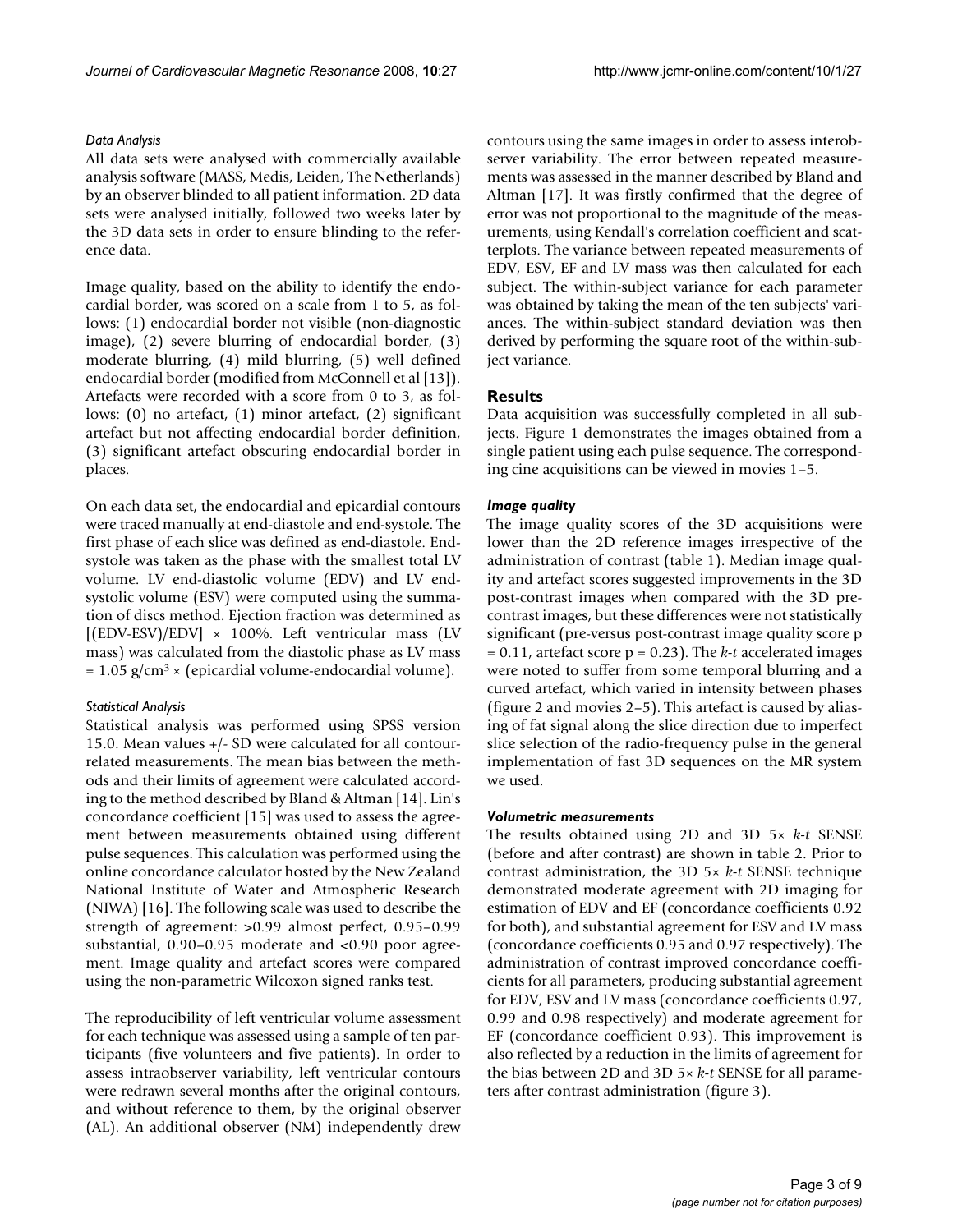### *Data Analysis*

All data sets were analysed with commercially available analysis software (MASS, Medis, Leiden, The Netherlands) by an observer blinded to all patient information. 2D data sets were analysed initially, followed two weeks later by the 3D data sets in order to ensure blinding to the reference data.

Image quality, based on the ability to identify the endocardial border, was scored on a scale from 1 to 5, as follows: (1) endocardial border not visible (non-diagnostic image), (2) severe blurring of endocardial border, (3) moderate blurring, (4) mild blurring, (5) well defined endocardial border (modified from McConnell et al [13]). Artefacts were recorded with a score from 0 to 3, as follows: (0) no artefact, (1) minor artefact, (2) significant artefact but not affecting endocardial border definition, (3) significant artefact obscuring endocardial border in places.

On each data set, the endocardial and epicardial contours were traced manually at end-diastole and end-systole. The first phase of each slice was defined as end-diastole. End-systole was taken as the phase with the smallest total LV volume. LV end-diastolic volume (EDV) and LV end-systolic volume (ESV) were computed using the summation of discs method. Ejection fraction was determined as $[(EDV-ESV)/EDV] \times 100\%$. Left ventricular mass (LV mass) was calculated from the diastolic phase as LV mass $= 1.05\ g/cm^3 \times$ (epicardial volume-endocardial volume).

### *Statistical Analysis*

Statistical analysis was performed using SPSS version 15.0. Mean values +/- SD were calculated for all contour-related measurements. The mean bias between the methods and their limits of agreement were calculated according to the method described by Bland & Altman [14]. Lin's concordance coefficient [15] was used to assess the agreement between measurements obtained using different pulse sequences. This calculation was performed using the online concordance calculator hosted by the New Zealand National Institute of Water and Atmospheric Research (NIWA) [16]. The following scale was used to describe the strength of agreement: >0.99 almost perfect, 0.95–0.99 substantial, 0.90–0.95 moderate and <0.90 poor agreement. Image quality and artefact scores were compared using the non-parametric Wilcoxon signed ranks test.

The reproducibility of left ventricular volume assessment for each technique was assessed using a sample of ten participants (five volunteers and five patients). In order to assess intraobserver variability, left ventricular contours were redrawn several months after the original contours, and without reference to them, by the original observer (AL). An additional observer (NM) independently drew contours using the same images in order to assess interobserver variability. The error between repeated measurements was assessed in the manner described by Bland and Altman [17]. It was firstly confirmed that the degree of error was not proportional to the magnitude of the measurements, using Kendall's correlation coefficient and scatterplots. The variance between repeated measurements of EDV, ESV, EF and LV mass was then calculated for each subject. The within-subject variance for each parameter was obtained by taking the mean of the ten subjects' variances. The within-subject standard deviation was then derived by performing the square root of the within-subject variance.

## Results

Data acquisition was successfully completed in all subjects. Figure 1 demonstrates the images obtained from a single patient using each pulse sequence. The corresponding cine acquisitions can be viewed in movies 1–5.

### *Image quality*

The image quality scores of the 3D acquisitions were lower than the 2D reference images irrespective of the administration of contrast (table 1). Median image quality and artefact scores suggested improvements in the 3D post-contrast images when compared with the 3D pre-contrast images, but these differences were not statistically significant (pre-versus post-contrast image quality score $p = 0.11$, artefact score $p = 0.23$). The *k-t* accelerated images were noted to suffer from some temporal blurring and a curved artefact, which varied in intensity between phases (figure 2 and movies 2–5). This artefact is caused by aliasing of fat signal along the slice direction due to imperfect slice selection of the radio-frequency pulse in the general implementation of fast 3D sequences on the MR system we used.

### *Volumetric measurements*

The results obtained using 2D and 3D 5× *k-t* SENSE (before and after contrast) are shown in table 2. Prior to contrast administration, the 3D 5× *k-t* SENSE technique demonstrated moderate agreement with 2D imaging for estimation of EDV and EF (concordance coefficients 0.92 for both), and substantial agreement for ESV and LV mass (concordance coefficients 0.95 and 0.97 respectively). The administration of contrast improved concordance coefficients for all parameters, producing substantial agreement for EDV, ESV and LV mass (concordance coefficients 0.97, 0.99 and 0.98 respectively) and moderate agreement for EF (concordance coefficient 0.93). This improvement is also reflected by a reduction in the limits of agreement for the bias between 2D and 3D 5× *k-t* SENSE for all parameters after contrast administration (figure 3).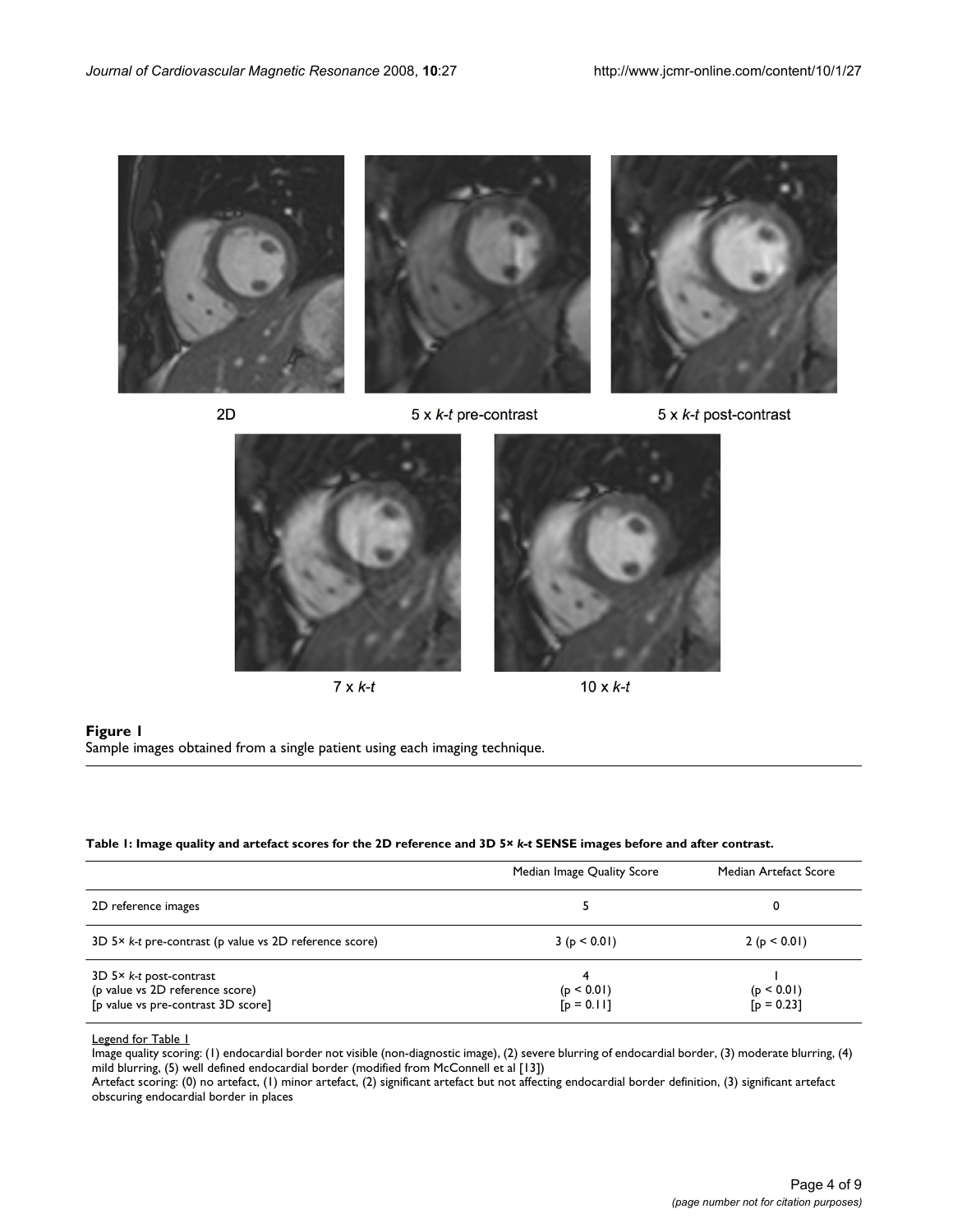2D

5 x *k-t* pre-contrast

5 x *k-t* post-contrast

7 x *k-t*

10 x *k-t*

**Figure 1**
Sample images obtained from a single patient using each imaging technique.

**Table 1: Image quality and artefact scores for the 2D reference and 3D 5× *k-t* SENSE images before and after contrast.**

| | Median Image Quality Score | Median Artefact Score |
|---|---|---|
| 2D reference images | 5 | 0 |
| 3D 5× *k-t* pre-contrast (p value vs 2D reference score) | 3 ($p < 0.01$) | 2 ($p < 0.01$) |
| 3D 5× *k-t* post-contrast<br>(p value vs 2D reference score)<br>[p value vs pre-contrast 3D score] | 4<br>($p < 0.01$)<br>[$p = 0.11$] | 1<br>($p < 0.01$)<br>[$p = 0.23$] |

Legend for Table 1
Image quality scoring: (1) endocardial border not visible (non-diagnostic image), (2) severe blurring of endocardial border, (3) moderate blurring, (4) mild blurring, (5) well defined endocardial border (modified from McConnell et al [13])
Artefact scoring: (0) no artefact, (1) minor artefact, (2) significant artefact but not affecting endocardial border definition, (3) significant artefact obscuring endocardial border in places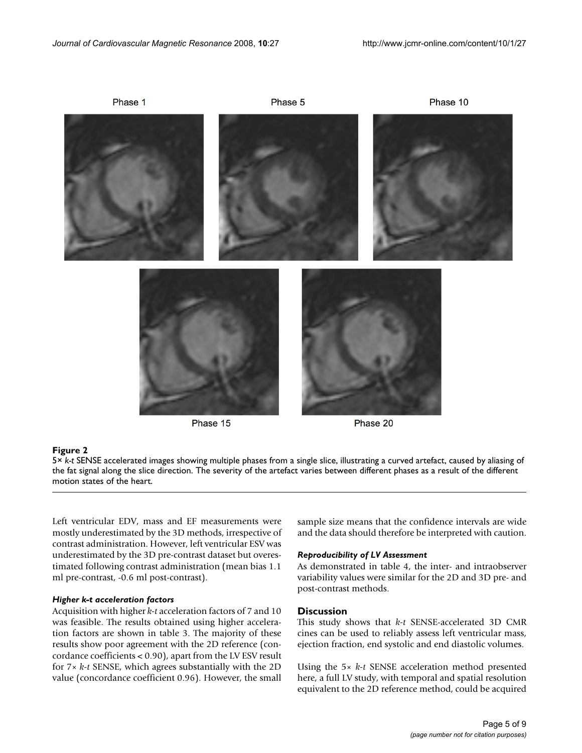Phase 1 Phase 5 Phase 10

Phase 15 Phase 20

**Figure 2**

5× *k-t* SENSE accelerated images showing multiple phases from a single slice, illustrating a curved artefact, caused by aliasing of the fat signal along the slice direction. The severity of the artefact varies between different phases as a result of the different motion states of the heart.

Left ventricular EDV, mass and EF measurements were mostly underestimated by the 3D methods, irrespective of contrast administration. However, left ventricular ESV was underestimated by the 3D pre-contrast dataset but overestimated following contrast administration (mean bias 1.1 ml pre-contrast, -0.6 ml post-contrast).

### *Higher k-t acceleration factors*

Acquisition with higher *k-t* acceleration factors of 7 and 10 was feasible. The results obtained using higher acceleration factors are shown in table 3. The majority of these results show poor agreement with the 2D reference (concordance coefficients < 0.90), apart from the LV ESV result for 7× *k-t* SENSE, which agrees substantially with the 2D value (concordance coefficient 0.96). However, the small sample size means that the confidence intervals are wide and the data should therefore be interpreted with caution.

### *Reproducibility of LV Assessment*

As demonstrated in table 4, the inter- and intraobserver variability values were similar for the 2D and 3D pre- and post-contrast methods.

## Discussion

This study shows that *k-t* SENSE-accelerated 3D CMR cines can be used to reliably assess left ventricular mass, ejection fraction, end systolic and end diastolic volumes.

Using the 5× *k-t* SENSE acceleration method presented here, a full LV study, with temporal and spatial resolution equivalent to the 2D reference method, could be acquired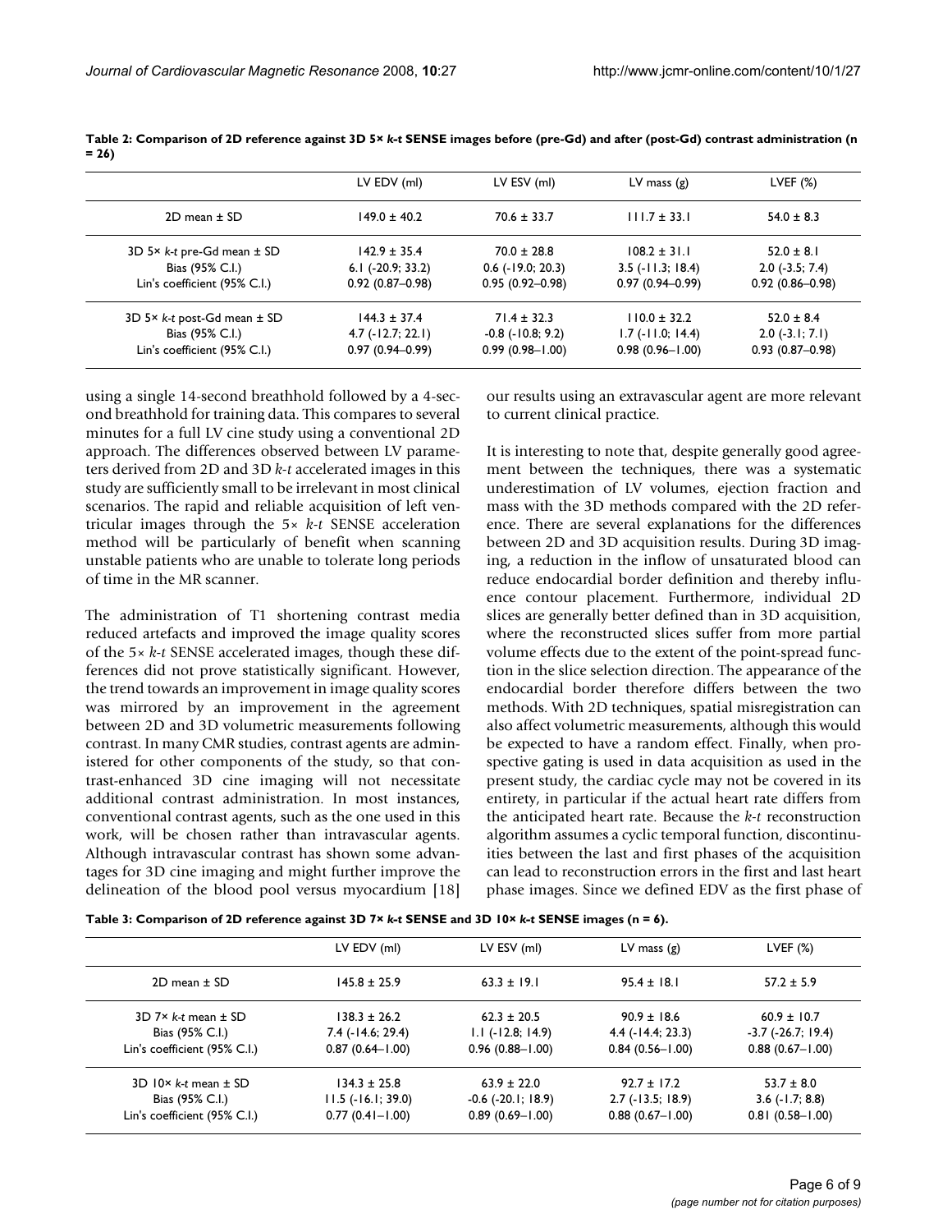**Table 2: Comparison of 2D reference against 3D 5× *k-t* SENSE images before (pre-Gd) and after (post-Gd) contrast administration (n = 26)**

| | LV EDV (ml) | LV ESV (ml) | LV mass (g) | LVEF (%) |
|---|---|---|---|---|
| 2D mean ± SD | 149.0 ± 40.2 | 70.6 ± 33.7 | 111.7 ± 33.1 | 54.0 ± 8.3 |
| 3D 5× *k-t* pre-Gd mean ± SD | 142.9 ± 35.4 | 70.0 ± 28.8 | 108.2 ± 31.1 | 52.0 ± 8.1 |
| Bias (95% C.I.) | 6.1 (-20.9; 33.2) | 0.6 (-19.0; 20.3) | 3.5 (-11.3; 18.4) | 2.0 (-3.5; 7.4) |
| Lin's coefficient (95% C.I.) | 0.92 (0.87–0.98) | 0.95 (0.92–0.98) | 0.97 (0.94–0.99) | 0.92 (0.86–0.98) |
| 3D 5× *k-t* post-Gd mean ± SD | 144.3 ± 37.4 | 71.4 ± 32.3 | 110.0 ± 32.2 | 52.0 ± 8.4 |
| Bias (95% C.I.) | 4.7 (-12.7; 22.1) | -0.8 (-10.8; 9.2) | 1.7 (-11.0; 14.4) | 2.0 (-3.1; 7.1) |
| Lin's coefficient (95% C.I.) | 0.97 (0.94–0.99) | 0.99 (0.98–1.00) | 0.98 (0.96–1.00) | 0.93 (0.87–0.98) |

using a single 14-second breathhold followed by a 4-second breathhold for training data. This compares to several minutes for a full LV cine study using a conventional 2D approach. The differences observed between LV parameters derived from 2D and 3D *k-t* accelerated images in this study are sufficiently small to be irrelevant in most clinical scenarios. The rapid and reliable acquisition of left ventricular images through the 5× *k-t* SENSE acceleration method will be particularly of benefit when scanning unstable patients who are unable to tolerate long periods of time in the MR scanner.

The administration of T1 shortening contrast media reduced artefacts and improved the image quality scores of the 5× *k-t* SENSE accelerated images, though these differences did not prove statistically significant. However, the trend towards an improvement in image quality scores was mirrored by an improvement in the agreement between 2D and 3D volumetric measurements following contrast. In many CMR studies, contrast agents are administered for other components of the study, so that contrast-enhanced 3D cine imaging will not necessitate additional contrast administration. In most instances, conventional contrast agents, such as the one used in this work, will be chosen rather than intravascular agents. Although intravascular contrast has shown some advantages for 3D cine imaging and might further improve the delineation of the blood pool versus myocardium [18] our results using an extravascular agent are more relevant to current clinical practice.

It is interesting to note that, despite generally good agreement between the techniques, there was a systematic underestimation of LV volumes, ejection fraction and mass with the 3D methods compared with the 2D reference. There are several explanations for the differences between 2D and 3D acquisition results. During 3D imaging, a reduction in the inflow of unsaturated blood can reduce endocardial border definition and thereby influence contour placement. Furthermore, individual 2D slices are generally better defined than in 3D acquisition, where the reconstructed slices suffer from more partial volume effects due to the extent of the point-spread function in the slice selection direction. The appearance of the endocardial border therefore differs between the two methods. With 2D techniques, spatial misregistration can also affect volumetric measurements, although this would be expected to have a random effect. Finally, when prospective gating is used in data acquisition as used in the present study, the cardiac cycle may not be covered in its entirety, in particular if the actual heart rate differs from the anticipated heart rate. Because the *k-t* reconstruction algorithm assumes a cyclic temporal function, discontinuities between the last and first phases of the acquisition can lead to reconstruction errors in the first and last heart phase images. Since we defined EDV as the first phase of

**Table 3: Comparison of 2D reference against 3D 7× *k-t* SENSE and 3D 10× *k-t* SENSE images (n = 6).**

| | LV EDV (ml) | LV ESV (ml) | LV mass (g) | LVEF (%) |
|---|---|---|---|---|
| 2D mean ± SD | 145.8 ± 25.9 | 63.3 ± 19.1 | 95.4 ± 18.1 | 57.2 ± 5.9 |
| 3D 7× *k-t* mean ± SD | 138.3 ± 26.2 | 62.3 ± 20.5 | 90.9 ± 18.6 | 60.9 ± 10.7 |
| Bias (95% C.I.) | 7.4 (-14.6; 29.4) | 1.1 (-12.8; 14.9) | 4.4 (-14.4; 23.3) | -3.7 (-26.7; 19.4) |
| Lin's coefficient (95% C.I.) | 0.87 (0.64–1.00) | 0.96 (0.88–1.00) | 0.84 (0.56–1.00) | 0.88 (0.67–1.00) |
| 3D 10× *k-t* mean ± SD | 134.3 ± 25.8 | 63.9 ± 22.0 | 92.7 ± 17.2 | 53.7 ± 8.0 |
| Bias (95% C.I.) | 11.5 (-16.1; 39.0) | -0.6 (-20.1; 18.9) | 2.7 (-13.5; 18.9) | 3.6 (-1.7; 8.8) |
| Lin's coefficient (95% C.I.) | 0.77 (0.41–1.00) | 0.89 (0.69–1.00) | 0.88 (0.67–1.00) | 0.81 (0.58–1.00) |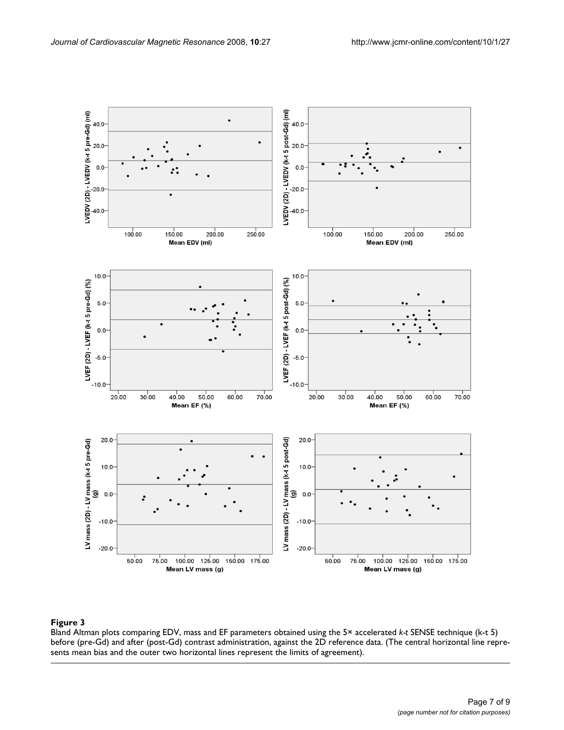**Figure 3**

Bland Altman plots comparing EDV, mass and EF parameters obtained using the 5× accelerated *k-t* SENSE technique (k-t 5) before (pre-Gd) and after (post-Gd) contrast administration, against the 2D reference data. (The central horizontal line represents mean bias and the outer two horizontal lines represent the limits of agreement).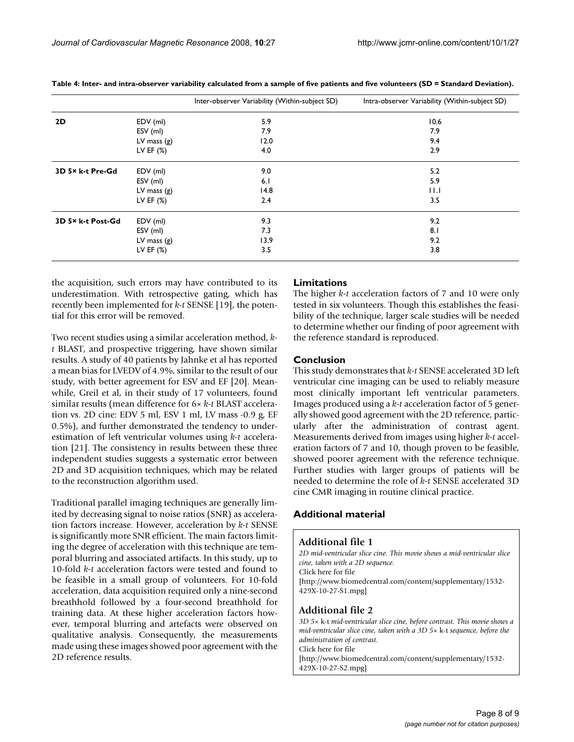**Table 4: Inter- and intra-observer variability calculated from a sample of five patients and five volunteers (SD = Standard Deviation).**

| | | Inter-observer Variability (Within-subject SD) | Intra-observer Variability (Within-subject SD) |
|---|---|---|---|
| **2D** | EDV (ml) | 5.9 | 10.6 |
| | ESV (ml) | 7.9 | 7.9 |
| | LV mass (g) | 12.0 | 9.4 |
| | LV EF (%) | 4.0 | 2.9 |
| **3D 5× k-t Pre-Gd** | EDV (ml) | 9.0 | 5.2 |
| | ESV (ml) | 6.1 | 5.9 |
| | LV mass (g) | 14.8 | 11.1 |
| | LV EF (%) | 2.4 | 3.5 |
| **3D 5× k-t Post-Gd** | EDV (ml) | 9.3 | 9.2 |
| | ESV (ml) | 7.3 | 8.1 |
| | LV mass (g) | 13.9 | 9.2 |
| | LV EF (%) | 3.5 | 3.8 |

the acquisition, such errors may have contributed to its underestimation. With retrospective gating, which has recently been implemented for *k-t* SENSE [19], the potential for this error will be removed.

Two recent studies using a similar acceleration method, *k-t* BLAST, and prospective triggering, have shown similar results. A study of 40 patients by Jahnke et al has reported a mean bias for LVEDV of 4.9%, similar to the result of our study, with better agreement for ESV and EF [20]. Meanwhile, Greil et al, in their study of 17 volunteers, found similar results (mean difference for 6× *k-t* BLAST acceleration vs. 2D cine: EDV 5 ml, ESV 1 ml, LV mass -0.9 g, EF 0.5%), and further demonstrated the tendency to underestimation of left ventricular volumes using *k-t* acceleration [21]. The consistency in results between these three independent studies suggests a systematic error between 2D and 3D acquisition techniques, which may be related to the reconstruction algorithm used.

Traditional parallel imaging techniques are generally limited by decreasing signal to noise ratios (SNR) as acceleration factors increase. However, acceleration by *k-t* SENSE is significantly more SNR efficient. The main factors limiting the degree of acceleration with this technique are temporal blurring and associated artifacts. In this study, up to 10-fold *k-t* acceleration factors were tested and found to be feasible in a small group of volunteers. For 10-fold acceleration, data acquisition required only a nine-second breathhold followed by a four-second breathhold for training data. At these higher acceleration factors however, temporal blurring and artefacts were observed on qualitative analysis. Consequently, the measurements made using these images showed poor agreement with the 2D reference results.

## Limitations

The higher *k-t* acceleration factors of 7 and 10 were only tested in six volunteers. Though this establishes the feasibility of the technique, larger scale studies will be needed to determine whether our finding of poor agreement with the reference standard is reproduced.

## Conclusion

This study demonstrates that *k-t* SENSE accelerated 3D left ventricular cine imaging can be used to reliably measure most clinically important left ventricular parameters. Images produced using a *k-t* acceleration factor of 5 generally showed good agreement with the 2D reference, particularly after the administration of contrast agent. Measurements derived from images using higher *k-t* acceleration factors of 7 and 10, though proven to be feasible, showed poorer agreement with the reference technique. Further studies with larger groups of patients will be needed to determine the role of *k-t* SENSE accelerated 3D cine CMR imaging in routine clinical practice.

## Additional material

### Additional file 1

*2D mid-ventricular slice cine. This movie shows a mid-ventricular slice cine, taken with a 2D sequence.*
Click here for file
[http://www.biomedcentral.com/content/supplementary/1532-429X-10-27-S1.mpg]

### Additional file 2

*3D 5×* k-t *mid-ventricular slice cine, before contrast. This movie shows a mid-ventricular slice cine, taken with a 3D 5×* k-t *sequence, before the administration of contrast.*
Click here for file
[http://www.biomedcentral.com/content/supplementary/1532-429X-10-27-S2.mpg]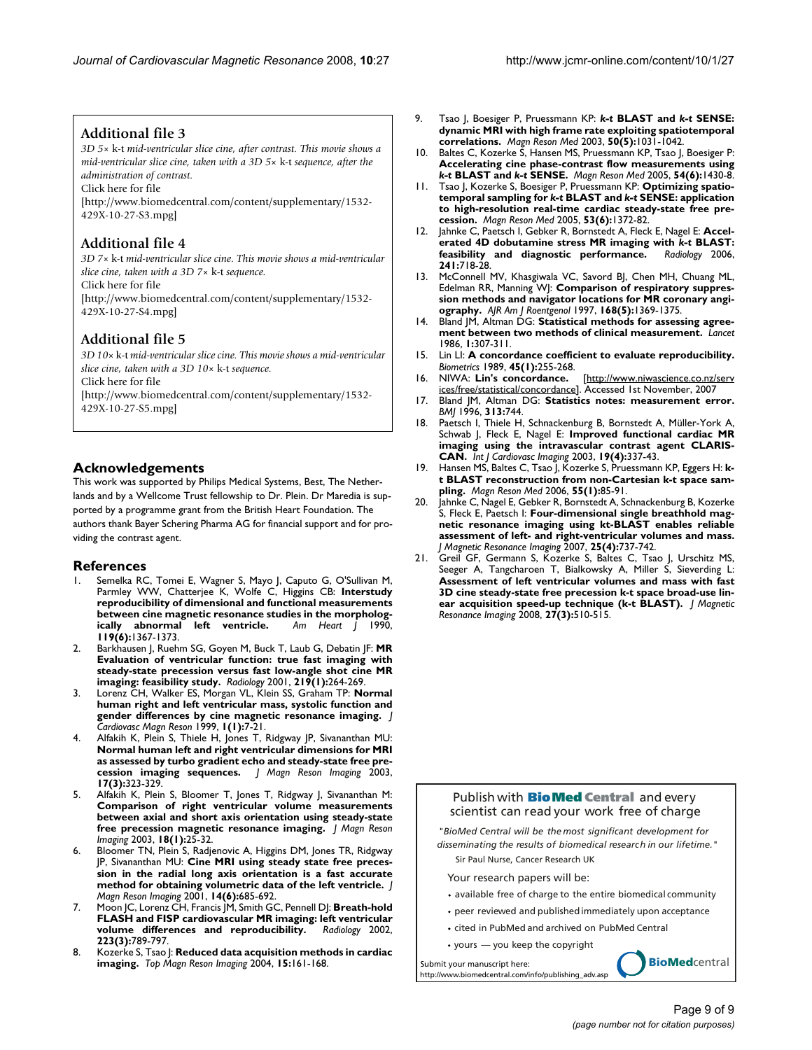## Additional file 3

*3D 5× k-t mid-ventricular slice cine, after contrast. This movie shows a mid-ventricular slice cine, taken with a 3D 5× k-t sequence, after the administration of contrast.*

Click here for file

[http://www.biomedcentral.com/content/supplementary/1532-429X-10-27-S3.mpg]

## Additional file 4

*3D 7× k-t mid-ventricular slice cine. This movie shows a mid-ventricular slice cine, taken with a 3D 7× k-t sequence.*

Click here for file

[http://www.biomedcentral.com/content/supplementary/1532-429X-10-27-S4.mpg]

## Additional file 5

*3D 10× k-t mid-ventricular slice cine. This movie shows a mid-ventricular slice cine, taken with a 3D 10× k-t sequence.*

Click here for file

[http://www.biomedcentral.com/content/supplementary/1532-429X-10-27-S5.mpg]

## Acknowledgements

This work was supported by Philips Medical Systems, Best, The Netherlands and by a Wellcome Trust fellowship to Dr. Plein. Dr Maredia is supported by a programme grant from the British Heart Foundation. The authors thank Bayer Schering Pharma AG for financial support and for providing the contrast agent.

## References

1. Semelka RC, Tomei E, Wagner S, Mayo J, Caputo G, O'Sullivan M, Parmley WW, Chatterjee K, Wolfe C, Higgins CB: **Interstudy reproducibility of dimensional and functional measurements between cine magnetic resonance studies in the morphologically abnormal left ventricle.** *Am Heart J* 1990, **119(6):**1367-1373.
2. Barkhausen J, Ruehm SG, Goyen M, Buck T, Laub G, Debatin JF: **MR Evaluation of ventricular function: true fast imaging with steady-state precession versus fast low-angle shot cine MR imaging: feasibility study.** *Radiology* 2001, **219(1):**264-269.
3. Lorenz CH, Walker ES, Morgan VL, Klein SS, Graham TP: **Normal human right and left ventricular mass, systolic function and gender differences by cine magnetic resonance imaging.** *J Cardiovasc Magn Reson* 1999, **1(1):**7-21.
4. Alfakih K, Plein S, Thiele H, Jones T, Ridgway JP, Sivananthan MU: **Normal human left and right ventricular dimensions for MRI as assessed by turbo gradient echo and steady-state free precession imaging sequences.** *J Magn Reson Imaging* 2003, **17(3):**323-329.
5. Alfakih K, Plein S, Bloomer T, Jones T, Ridgway J, Sivananthan M: **Comparison of right ventricular volume measurements between axial and short axis orientation using steady-state free precession magnetic resonance imaging.** *J Magn Reson Imaging* 2003, **18(1):**25-32.
6. Bloomer TN, Plein S, Radjenovic A, Higgins DM, Jones TR, Ridgway JP, Sivananthan MU: **Cine MRI using steady state free precession in the radial long axis orientation is a fast accurate method for obtaining volumetric data of the left ventricle.** *J Magn Reson Imaging* 2001, **14(6):**685-692.
7. Moon JC, Lorenz CH, Francis JM, Smith GC, Pennell DJ: **Breath-hold FLASH and FISP cardiovascular MR imaging: left ventricular volume differences and reproducibility.** *Radiology* 2002, **223(3):**789-797.
8. Kozerke S, Tsao J: **Reduced data acquisition methods in cardiac imaging.** *Top Magn Reson Imaging* 2004, **15:**161-168.
9. Tsao J, Boesiger P, Pruessmann KP: ***k-t* BLAST and *k-t* SENSE: dynamic MRI with high frame rate exploiting spatiotemporal correlations.** *Magn Reson Med* 2003, **50(5):**1031-1042.
10. Baltes C, Kozerke S, Hansen MS, Pruessmann KP, Tsao J, Boesiger P: **Accelerating cine phase-contrast flow measurements using *k-t* BLAST and *k-t* SENSE.** *Magn Reson Med* 2005, **54(6):**1430-8.
11. Tsao J, Kozerke S, Boesiger P, Pruessmann KP: **Optimizing spatiotemporal sampling for *k-t* BLAST and *k-t* SENSE: application to high-resolution real-time cardiac steady-state free precession.** *Magn Reson Med* 2005, **53(6):**1372-82.
12. Jahnke C, Paetsch I, Gebker R, Bornstedt A, Fleck E, Nagel E: **Accelerated 4D dobutamine stress MR imaging with *k-t* BLAST: feasibility and diagnostic performance.** *Radiology* 2006, **241:**718-28.
13. McConnell MV, Khasgiwala VC, Savord BJ, Chen MH, Chuang ML, Edelman RR, Manning WJ: **Comparison of respiratory suppression methods and navigator locations for MR coronary angiography.** *AJR Am J Roentgenol* 1997, **168(5):**1369-1375.
14. Bland JM, Altman DG: **Statistical methods for assessing agreement between two methods of clinical measurement.** *Lancet* 1986, **1:**307-311.
15. Lin LI: **A concordance coefficient to evaluate reproducibility.** *Biometrics* 1989, **45(1):**255-268.
16. NIWA: **Lin's concordance.** [http://www.niwascience.co.nz/services/free/statistical/concordance]. Accessed 1st November, 2007
17. Bland JM, Altman DG: **Statistics notes: measurement error.** *BMJ* 1996, **313:**744.
18. Paetsch I, Thiele H, Schnackenburg B, Bornstedt A, Müller-York A, Schwab J, Fleck E, Nagel E: **Improved functional cardiac MR imaging using the intravascular contrast agent CLARISCAN.** *Int J Cardiovasc Imaging* 2003, **19(4):**337-43.
19. Hansen MS, Baltes C, Tsao J, Kozerke S, Pruessmann KP, Eggers H: **k-t BLAST reconstruction from non-Cartesian k-t space sampling.** *Magn Reson Med* 2006, **55(1):**85-91.
20. Jahnke C, Nagel E, Gebker R, Bornstedt A, Schnackenburg B, Kozerke S, Fleck E, Paetsch I: **Four-dimensional single breathhold magnetic resonance imaging using kt-BLAST enables reliable assessment of left- and right-ventricular volumes and mass.** *J Magnetic Resonance Imaging* 2007, **25(4):**737-742.
21. Greil GF, Germann S, Kozerke S, Baltes C, Tsao J, Urschitz MS, Seeger A, Tangcharoen T, Bialkowsky A, Miller S, Sieverding L: **Assessment of left ventricular volumes and mass with fast 3D cine steady-state free precession k-t space broad-use linear acquisition speed-up technique (k-t BLAST).** *J Magnetic Resonance Imaging* 2008, **27(3):**510-515.

Publish with **BioMed Central** and every scientist can read your work free of charge

*"BioMed Central will be the most significant development for disseminating the results of biomedical research in our lifetime."*
Sir Paul Nurse, Cancer Research UK

Your research papers will be:

- available free of charge to the entire biomedical community
- peer reviewed and published immediately upon acceptance
- cited in PubMed and archived on PubMed Central
- yours — you keep the copyright

Submit your manuscript here:
http://www.biomedcentral.com/info/publishing_adv.asp

BioMedcentral